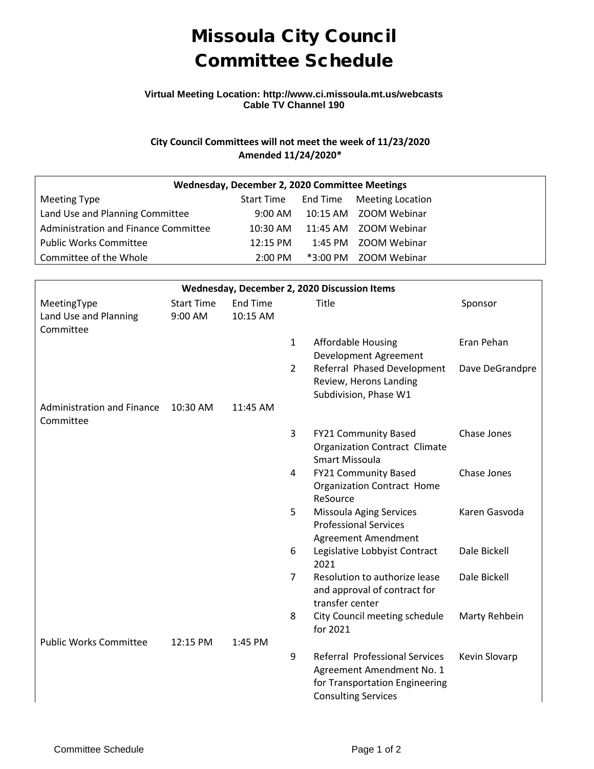# Missoula City Council
# Committee Schedule

**Virtual Meeting Location: http://www.ci.missoula.mt.us/webcasts**
**Cable TV Channel 190**

**City Council Committees will not meet the week of 11/23/2020**
**Amended 11/24/2020***

| **Wednesday, December 2, 2020 Committee Meetings** | | | |
|---|---|---|---|
| Meeting Type | Start Time | End Time | Meeting Location |
| Land Use and Planning Committee | 9:00 AM | 10:15 AM | ZOOM Webinar |
| Administration and Finance Committee | 10:30 AM | 11:45 AM | ZOOM Webinar |
| Public Works Committee | 12:15 PM | 1:45 PM | ZOOM Webinar |
| Committee of the Whole | 2:00 PM | *3:00 PM | ZOOM Webinar |

| **Wednesday, December 2, 2020 Discussion Items** | | | | | |
|---|---|---|---|---|---|
| MeetingType | Start Time | End Time | | Title | Sponsor |
| Land Use and Planning Committee | 9:00 AM | 10:15 AM | | | |
| | | | 1 | Affordable Housing Development Agreement | Eran Pehan |
| | | | 2 | Referral Phased Development Review, Herons Landing Subdivision, Phase W1 | Dave DeGrandpre |
| Administration and Finance Committee | 10:30 AM | 11:45 AM | | | |
| | | | 3 | FY21 Community Based Organization Contract Climate Smart Missoula | Chase Jones |
| | | | 4 | FY21 Community Based Organization Contract Home ReSource | Chase Jones |
| | | | 5 | Missoula Aging Services Professional Services Agreement Amendment | Karen Gasvoda |
| | | | 6 | Legislative Lobbyist Contract 2021 | Dale Bickell |
| | | | 7 | Resolution to authorize lease and approval of contract for transfer center | Dale Bickell |
| | | | 8 | City Council meeting schedule for 2021 | Marty Rehbein |
| Public Works Committee | 12:15 PM | 1:45 PM | | | |
| | | | 9 | Referral Professional Services Agreement Amendment No. 1 for Transportation Engineering Consulting Services | Kevin Slovarp |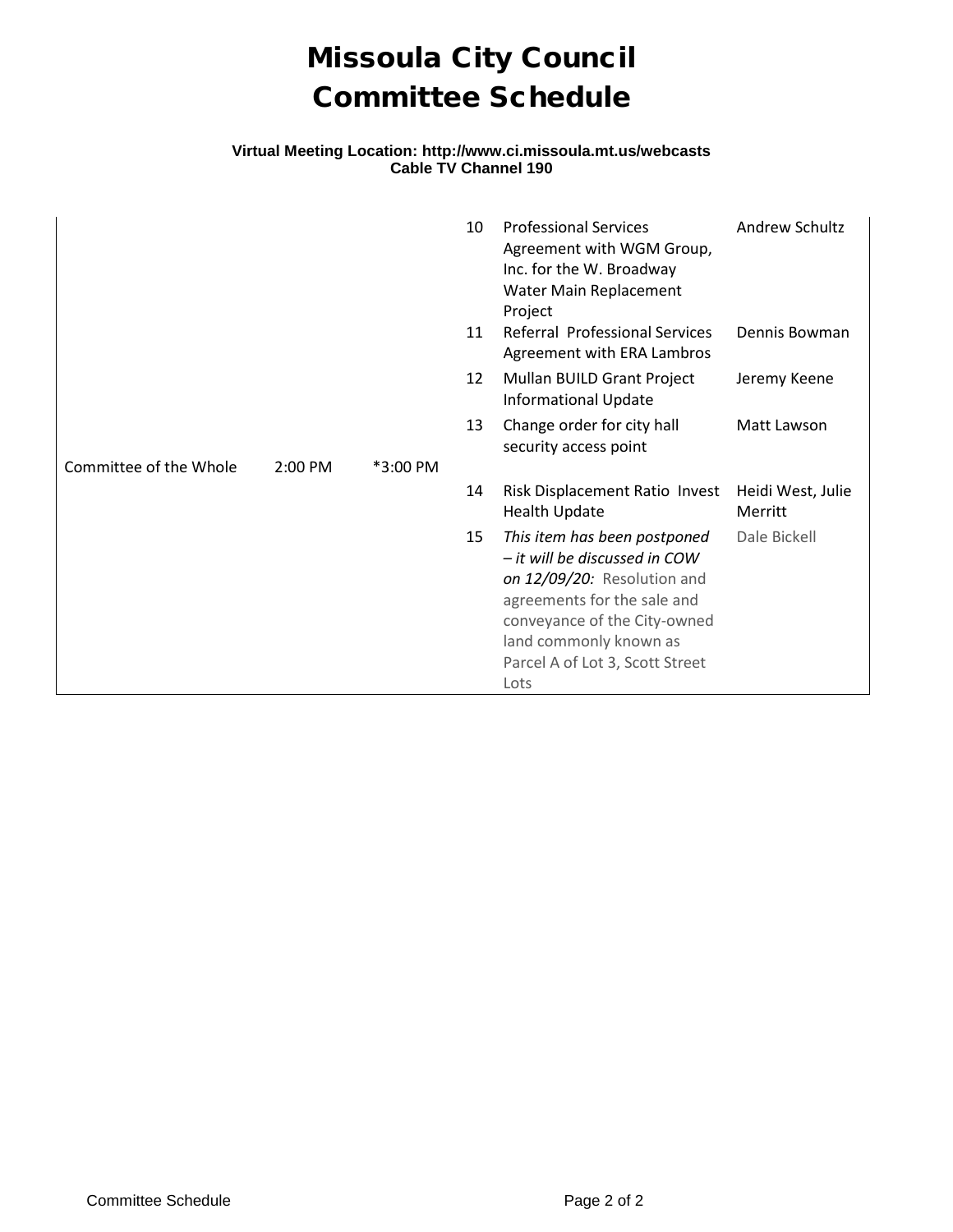# Missoula City Council
# Committee Schedule

**Virtual Meeting Location: http://www.ci.missoula.mt.us/webcasts**
**Cable TV Channel 190**

| | | | | | |
|---|---|---|---|---|---|
| | | | 10 | Professional Services Agreement with WGM Group, Inc. for the W. Broadway Water Main Replacement Project | Andrew Schultz |
| | | | 11 | Referral Professional Services Agreement with ERA Lambros | Dennis Bowman |
| | | | 12 | Mullan BUILD Grant Project Informational Update | Jeremy Keene |
| | | | 13 | Change order for city hall security access point | Matt Lawson |
| Committee of the Whole | 2:00 PM | *3:00 PM | | | |
| | | | 14 | Risk Displacement Ratio Invest Health Update | Heidi West, Julie Merritt |
| | | | 15 | *This item has been postponed – it will be discussed in COW on 12/09/20:* Resolution and agreements for the sale and conveyance of the City-owned land commonly known as Parcel A of Lot 3, Scott Street Lots | Dale Bickell |